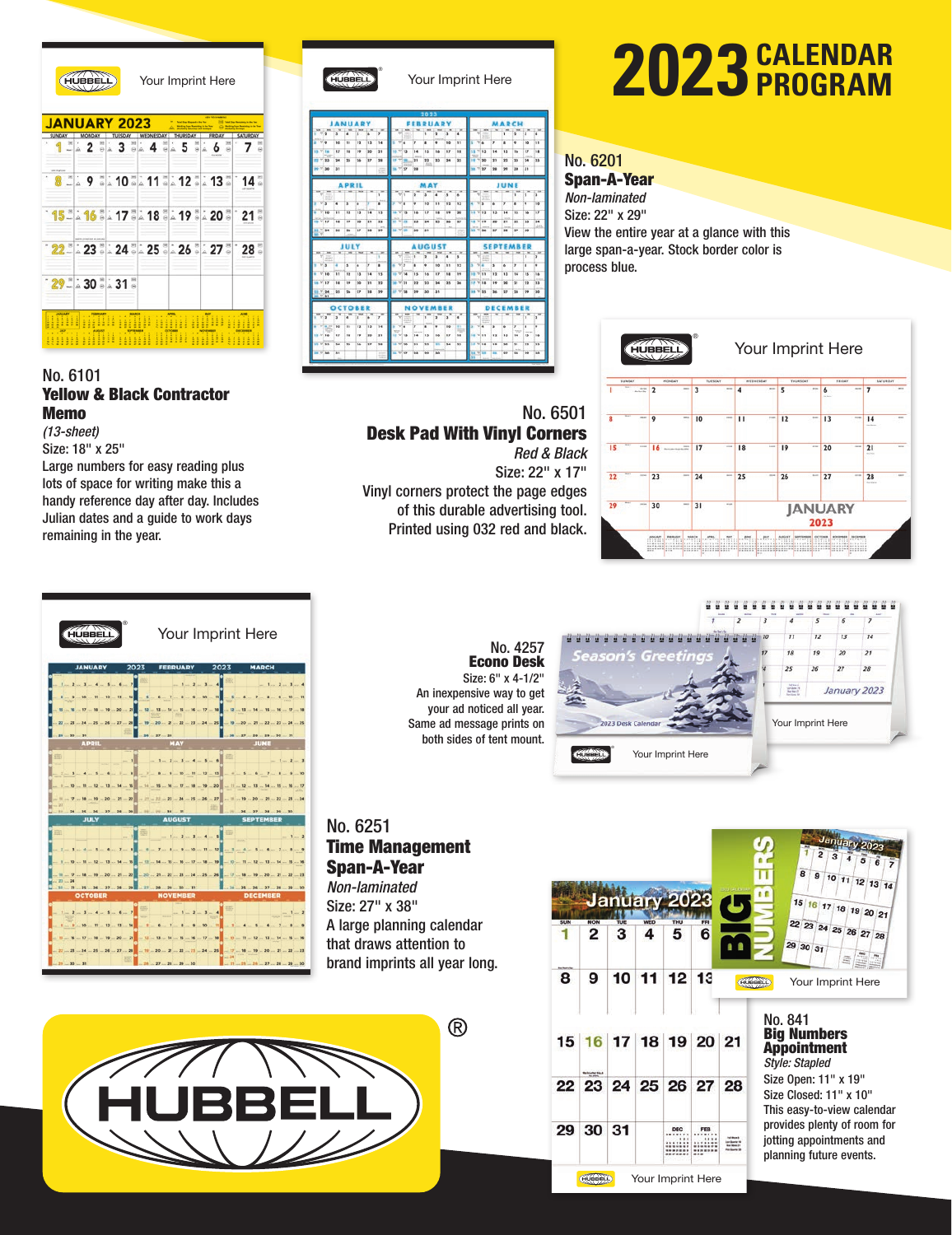# 2023 CALENDAR PROGRAM

**No. 6101**
**Yellow & Black Contractor Memo**
*(13-sheet)*
Size: 18" x 25"
Large numbers for easy reading plus lots of space for writing make this a handy reference day after day. Includes Julian dates and a guide to work days remaining in the year.

**No. 6201**
**Span-A-Year**
*Non-laminated*
Size: 22" x 29"
View the entire year at a glance with this large span-a-year. Stock border color is process blue.

**No. 6501**
**Desk Pad With Vinyl Corners**
*Red & Black*
Size: 22" x 17"
Vinyl corners protect the page edges of this durable advertising tool. Printed using 032 red and black.

**No. 4257**
**Econo Desk**
Size: 6" x 4-1/2"
An inexpensive way to get your ad noticed all year. Same ad message prints on both sides of tent mount.

**No. 6251**
**Time Management Span-A-Year**
*Non-laminated*
Size: 27" x 38"
A large planning calendar that draws attention to brand imprints all year long.

**No. 841**
**Big Numbers Appointment**
*Style: Stapled*
Size Open: 11" x 19"
Size Closed: 11" x 10"
This easy-to-view calendar provides plenty of room for jotting appointments and planning future events.

HUBBELL®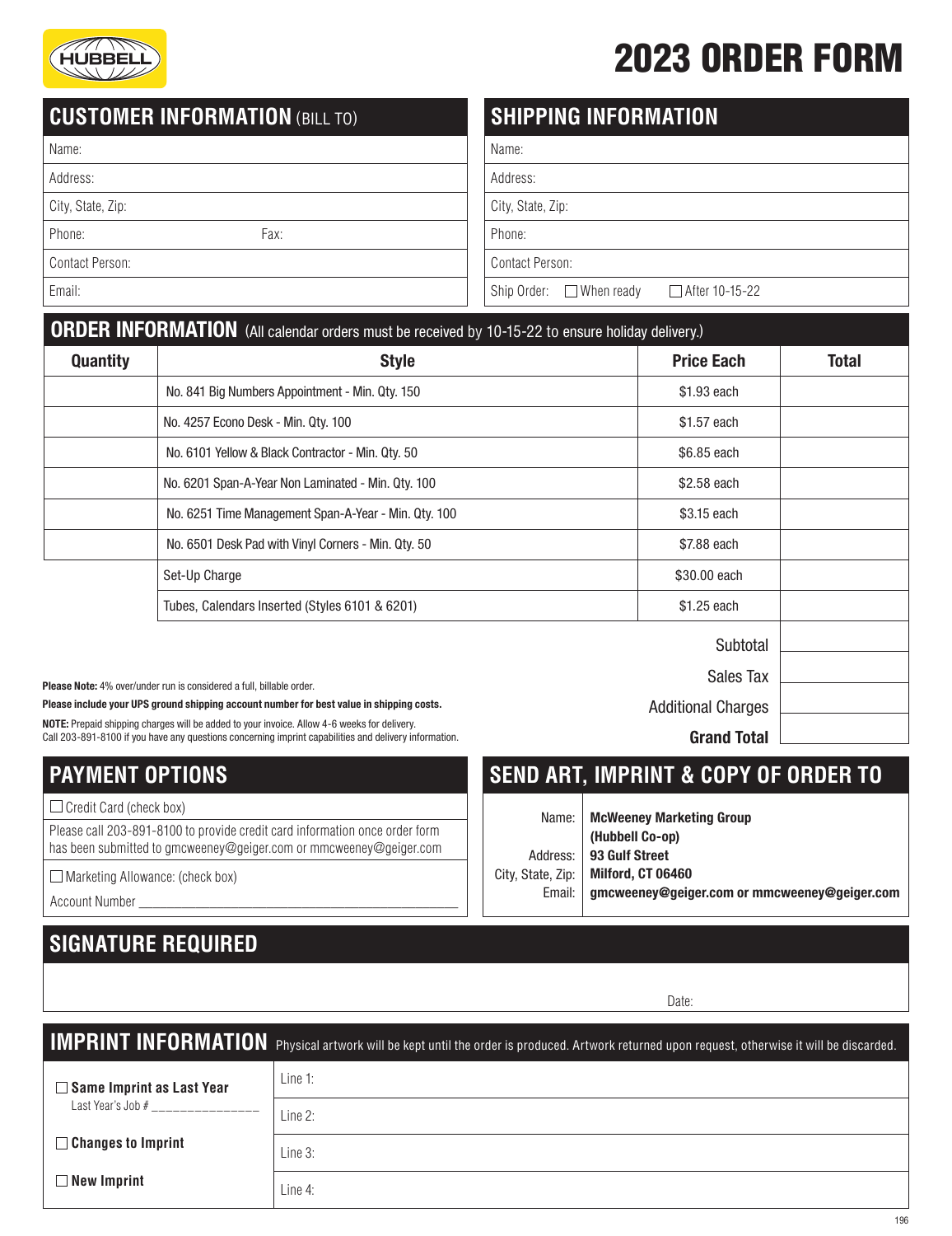HUBBELL

# 2023 ORDER FORM

## CUSTOMER INFORMATION (BILL TO)

| | |
|---|---|
| Name: | |
| Address: | |
| City, State, Zip: | |
| Phone: | Fax: |
| Contact Person: | |
| Email: | |

## SHIPPING INFORMATION

| | |
|---|---|
| Name: | |
| Address: | |
| City, State, Zip: | |
| Phone: | |
| Contact Person: | |
| Ship Order: ☐ When ready ☐ After 10-15-22 | |

## ORDER INFORMATION (All calendar orders must be received by 10-15-22 to ensure holiday delivery.)

| Quantity | Style | Price Each | Total |
|---|---|---|---|
| | No. 841 Big Numbers Appointment - Min. Qty. 150 | $1.93 each | |
| | No. 4257 Econo Desk - Min. Qty. 100 | $1.57 each | |
| | No. 6101 Yellow & Black Contractor - Min. Qty. 50 | $6.85 each | |
| | No. 6201 Span-A-Year Non Laminated - Min. Qty. 100 | $2.58 each | |
| | No. 6251 Time Management Span-A-Year - Min. Qty. 100 | $3.15 each | |
| | No. 6501 Desk Pad with Vinyl Corners - Min. Qty. 50 | $7.88 each | |
| | Set-Up Charge | $30.00 each | |
| | Tubes, Calendars Inserted (Styles 6101 & 6201) | $1.25 each | |
| | | Subtotal | |
| | | Sales Tax | |
| | | Additional Charges | |
| | | **Grand Total** | |

**Please Note:** 4% over/under run is considered a full, billable order.

**Please include your UPS ground shipping account number for best value in shipping costs.**

**NOTE:** Prepaid shipping charges will be added to your invoice. Allow 4-6 weeks for delivery.
Call 203-891-8100 if you have any questions concerning imprint capabilities and delivery information.

## PAYMENT OPTIONS

☐ Credit Card (check box)

Please call 203-891-8100 to provide credit card information once order form has been submitted to gmcweeney@geiger.com or mmcweeney@geiger.com

☐ Marketing Allowance: (check box)

Account Number ______________________________________________

## SEND ART, IMPRINT & COPY OF ORDER TO

| | |
|---|---|
| Name: | **McWeeney Marketing Group (Hubbell Co-op)** |
| Address: | **93 Gulf Street** |
| City, State, Zip: | **Milford, CT 06460** |
| Email: | **gmcweeney@geiger.com or mmcweeney@geiger.com** |

## SIGNATURE REQUIRED

Date:

## IMPRINT INFORMATION

Physical artwork will be kept until the order is produced. Artwork returned upon request, otherwise it will be discarded.

| | |
|---|---|
| ☐ **Same Imprint as Last Year** Last Year's Job # ______________ | Line 1: |
| | Line 2: |
| ☐ **Changes to Imprint** | Line 3: |
| ☐ **New Imprint** | Line 4: |